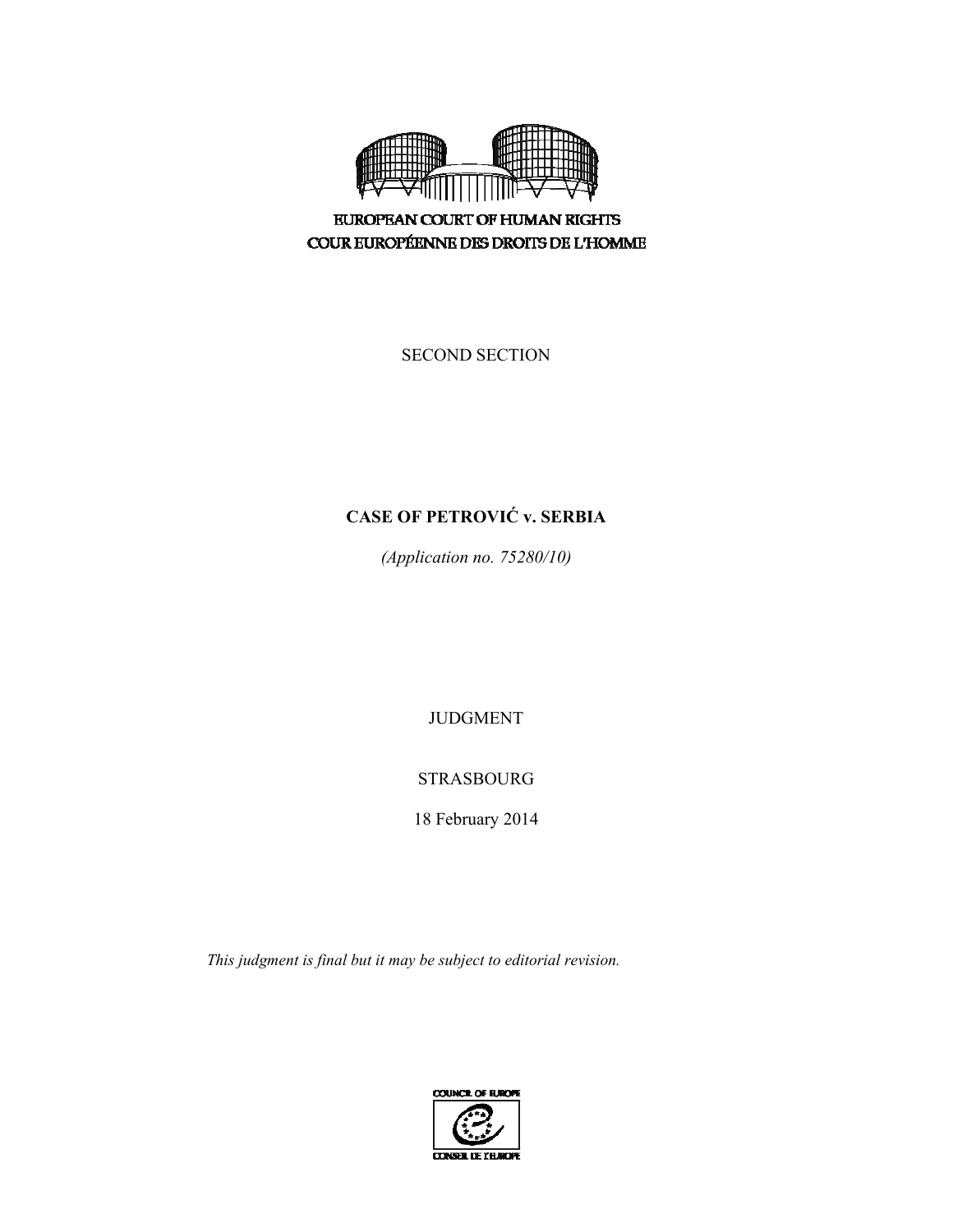EUROPEAN COURT OF HUMAN RIGHTS
COUR EUROPÉENNE DES DROITS DE L'HOMME

SECOND SECTION

# CASE OF PETROVIĆ v. SERBIA

*(Application no. 75280/10)*

JUDGMENT

STRASBOURG

18 February 2014

*This judgment is final but it may be subject to editorial revision.*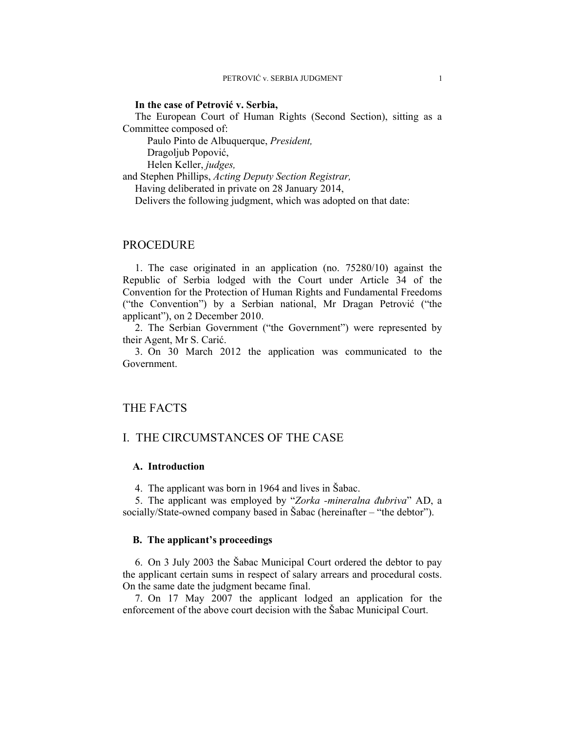**In the case of Petrović v. Serbia,**

The European Court of Human Rights (Second Section), sitting as a Committee composed of:

Paulo Pinto de Albuquerque, *President,*
Dragoljub Popović,
Helen Keller, *judges,*
and Stephen Phillips, *Acting Deputy Section Registrar,*

Having deliberated in private on 28 January 2014,

Delivers the following judgment, which was adopted on that date:

# PROCEDURE

1. The case originated in an application (no. 75280/10) against the Republic of Serbia lodged with the Court under Article 34 of the Convention for the Protection of Human Rights and Fundamental Freedoms ("the Convention") by a Serbian national, Mr Dragan Petrović ("the applicant"), on 2 December 2010.

2. The Serbian Government ("the Government") were represented by their Agent, Mr S. Carić.

3. On 30 March 2012 the application was communicated to the Government.

# THE FACTS

# I. THE CIRCUMSTANCES OF THE CASE

## A. Introduction

4. The applicant was born in 1964 and lives in Šabac.

5. The applicant was employed by "*Zorka -mineralna đubriva*" AD, a socially/State-owned company based in Šabac (hereinafter – "the debtor").

## B. The applicant's proceedings

6. On 3 July 2003 the Šabac Municipal Court ordered the debtor to pay the applicant certain sums in respect of salary arrears and procedural costs. On the same date the judgment became final.

7. On 17 May 2007 the applicant lodged an application for the enforcement of the above court decision with the Šabac Municipal Court.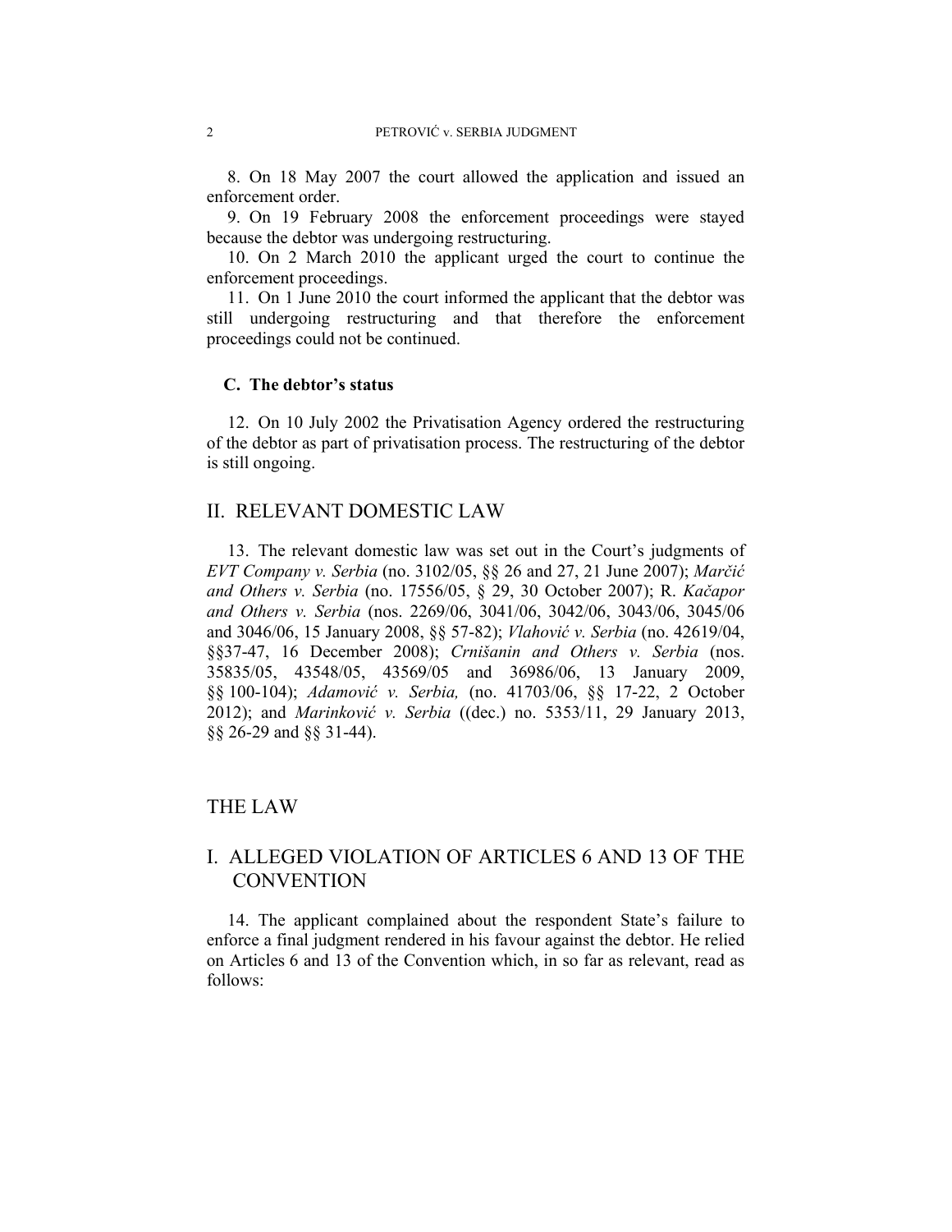8. On 18 May 2007 the court allowed the application and issued an enforcement order.

9. On 19 February 2008 the enforcement proceedings were stayed because the debtor was undergoing restructuring.

10. On 2 March 2010 the applicant urged the court to continue the enforcement proceedings.

11. On 1 June 2010 the court informed the applicant that the debtor was still undergoing restructuring and that therefore the enforcement proceedings could not be continued.

### C. The debtor's status

12. On 10 July 2002 the Privatisation Agency ordered the restructuring of the debtor as part of privatisation process. The restructuring of the debtor is still ongoing.

## II. RELEVANT DOMESTIC LAW

13. The relevant domestic law was set out in the Court's judgments of *EVT Company v. Serbia* (no. 3102/05, §§ 26 and 27, 21 June 2007); *Marčić and Others v. Serbia* (no. 17556/05, § 29, 30 October 2007); R. *Kačapor and Others v. Serbia* (nos. 2269/06, 3041/06, 3042/06, 3043/06, 3045/06 and 3046/06, 15 January 2008, §§ 57-82); *Vlahović v. Serbia* (no. 42619/04, §§37-47, 16 December 2008); *Crnišanin and Others v. Serbia* (nos. 35835/05, 43548/05, 43569/05 and 36986/06, 13 January 2009, §§ 100-104); *Adamović v. Serbia,* (no. 41703/06, §§ 17-22, 2 October 2012); and *Marinković v. Serbia* ((dec.) no. 5353/11, 29 January 2013, §§ 26-29 and §§ 31-44).

# THE LAW

## I. ALLEGED VIOLATION OF ARTICLES 6 AND 13 OF THE CONVENTION

14. The applicant complained about the respondent State's failure to enforce a final judgment rendered in his favour against the debtor. He relied on Articles 6 and 13 of the Convention which, in so far as relevant, read as follows: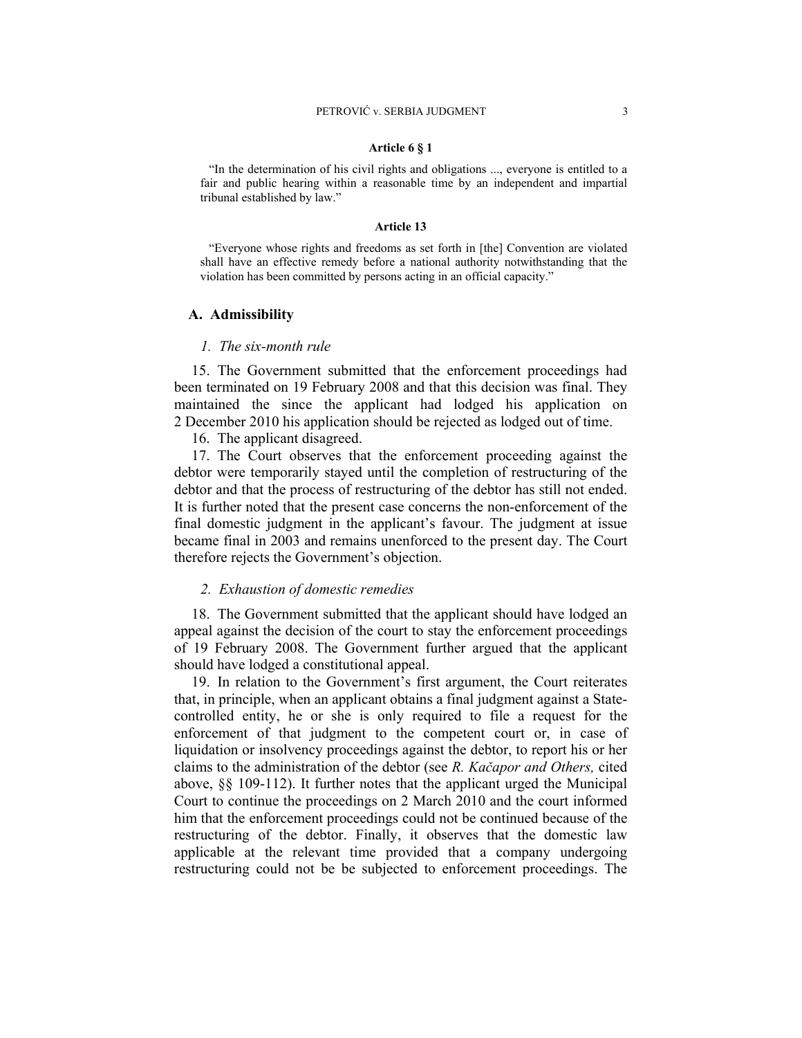**Article 6 § 1**

"In the determination of his civil rights and obligations ..., everyone is entitled to a fair and public hearing within a reasonable time by an independent and impartial tribunal established by law."

**Article 13**

"Everyone whose rights and freedoms as set forth in [the] Convention are violated shall have an effective remedy before a national authority notwithstanding that the violation has been committed by persons acting in an official capacity."

## A. Admissibility

### *1. The six-month rule*

15. The Government submitted that the enforcement proceedings had been terminated on 19 February 2008 and that this decision was final. They maintained the since the applicant had lodged his application on 2 December 2010 his application should be rejected as lodged out of time.

16. The applicant disagreed.

17. The Court observes that the enforcement proceeding against the debtor were temporarily stayed until the completion of restructuring of the debtor and that the process of restructuring of the debtor has still not ended. It is further noted that the present case concerns the non-enforcement of the final domestic judgment in the applicant's favour. The judgment at issue became final in 2003 and remains unenforced to the present day. The Court therefore rejects the Government's objection.

### *2. Exhaustion of domestic remedies*

18. The Government submitted that the applicant should have lodged an appeal against the decision of the court to stay the enforcement proceedings of 19 February 2008. The Government further argued that the applicant should have lodged a constitutional appeal.

19. In relation to the Government's first argument, the Court reiterates that, in principle, when an applicant obtains a final judgment against a State-controlled entity, he or she is only required to file a request for the enforcement of that judgment to the competent court or, in case of liquidation or insolvency proceedings against the debtor, to report his or her claims to the administration of the debtor (see *R. Kačapor and Others,* cited above, §§ 109-112). It further notes that the applicant urged the Municipal Court to continue the proceedings on 2 March 2010 and the court informed him that the enforcement proceedings could not be continued because of the restructuring of the debtor. Finally, it observes that the domestic law applicable at the relevant time provided that a company undergoing restructuring could not be be subjected to enforcement proceedings. The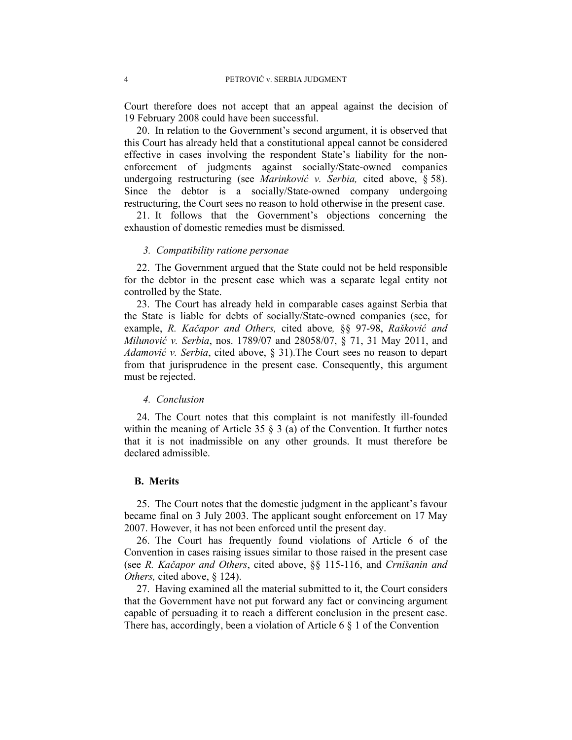Court therefore does not accept that an appeal against the decision of 19 February 2008 could have been successful.

20. In relation to the Government's second argument, it is observed that this Court has already held that a constitutional appeal cannot be considered effective in cases involving the respondent State's liability for the non-enforcement of judgments against socially/State-owned companies undergoing restructuring (see *Marinković v. Serbia,* cited above, § 58). Since the debtor is a socially/State-owned company undergoing restructuring, the Court sees no reason to hold otherwise in the present case.

21. It follows that the Government's objections concerning the exhaustion of domestic remedies must be dismissed.

### *3. Compatibility ratione personae*

22. The Government argued that the State could not be held responsible for the debtor in the present case which was a separate legal entity not controlled by the State.

23. The Court has already held in comparable cases against Serbia that the State is liable for debts of socially/State-owned companies (see, for example, *R. Kačapor and Others,* cited above*,* §§ 97-98, *Rašković and Milunović v. Serbia*, nos. 1789/07 and 28058/07, § 71, 31 May 2011, and *Adamović v. Serbia*, cited above, § 31).The Court sees no reason to depart from that jurisprudence in the present case. Consequently, this argument must be rejected.

### *4. Conclusion*

24. The Court notes that this complaint is not manifestly ill-founded within the meaning of Article 35 § 3 (a) of the Convention. It further notes that it is not inadmissible on any other grounds. It must therefore be declared admissible.

## **B. Merits**

25. The Court notes that the domestic judgment in the applicant's favour became final on 3 July 2003. The applicant sought enforcement on 17 May 2007. However, it has not been enforced until the present day.

26. The Court has frequently found violations of Article 6 of the Convention in cases raising issues similar to those raised in the present case (see *R. Kačapor and Others*, cited above, §§ 115-116, and *Crnišanin and Others,* cited above, § 124).

27. Having examined all the material submitted to it, the Court considers that the Government have not put forward any fact or convincing argument capable of persuading it to reach a different conclusion in the present case. There has, accordingly, been a violation of Article 6 § 1 of the Convention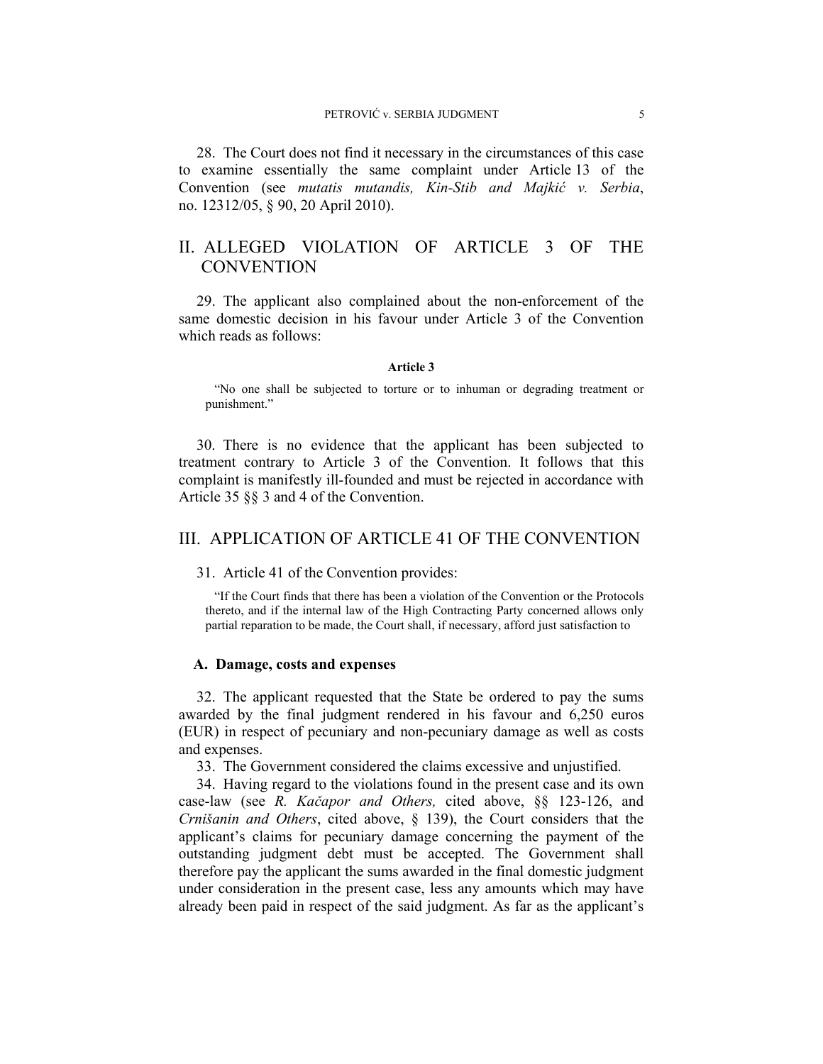28. The Court does not find it necessary in the circumstances of this case to examine essentially the same complaint under Article 13 of the Convention (see *mutatis mutandis, Kin-Stib and Majkić v. Serbia*, no. 12312/05, § 90, 20 April 2010).

## II. ALLEGED VIOLATION OF ARTICLE 3 OF THE CONVENTION

29. The applicant also complained about the non-enforcement of the same domestic decision in his favour under Article 3 of the Convention which reads as follows:

**Article 3**

"No one shall be subjected to torture or to inhuman or degrading treatment or punishment."

30. There is no evidence that the applicant has been subjected to treatment contrary to Article 3 of the Convention. It follows that this complaint is manifestly ill-founded and must be rejected in accordance with Article 35 §§ 3 and 4 of the Convention.

## III. APPLICATION OF ARTICLE 41 OF THE CONVENTION

31. Article 41 of the Convention provides:

"If the Court finds that there has been a violation of the Convention or the Protocols thereto, and if the internal law of the High Contracting Party concerned allows only partial reparation to be made, the Court shall, if necessary, afford just satisfaction to

### A. Damage, costs and expenses

32. The applicant requested that the State be ordered to pay the sums awarded by the final judgment rendered in his favour and 6,250 euros (EUR) in respect of pecuniary and non-pecuniary damage as well as costs and expenses.

33. The Government considered the claims excessive and unjustified.

34. Having regard to the violations found in the present case and its own case-law (see *R. Kačapor and Others,* cited above, §§ 123-126, and *Crnišanin and Others*, cited above, § 139), the Court considers that the applicant's claims for pecuniary damage concerning the payment of the outstanding judgment debt must be accepted. The Government shall therefore pay the applicant the sums awarded in the final domestic judgment under consideration in the present case, less any amounts which may have already been paid in respect of the said judgment. As far as the applicant's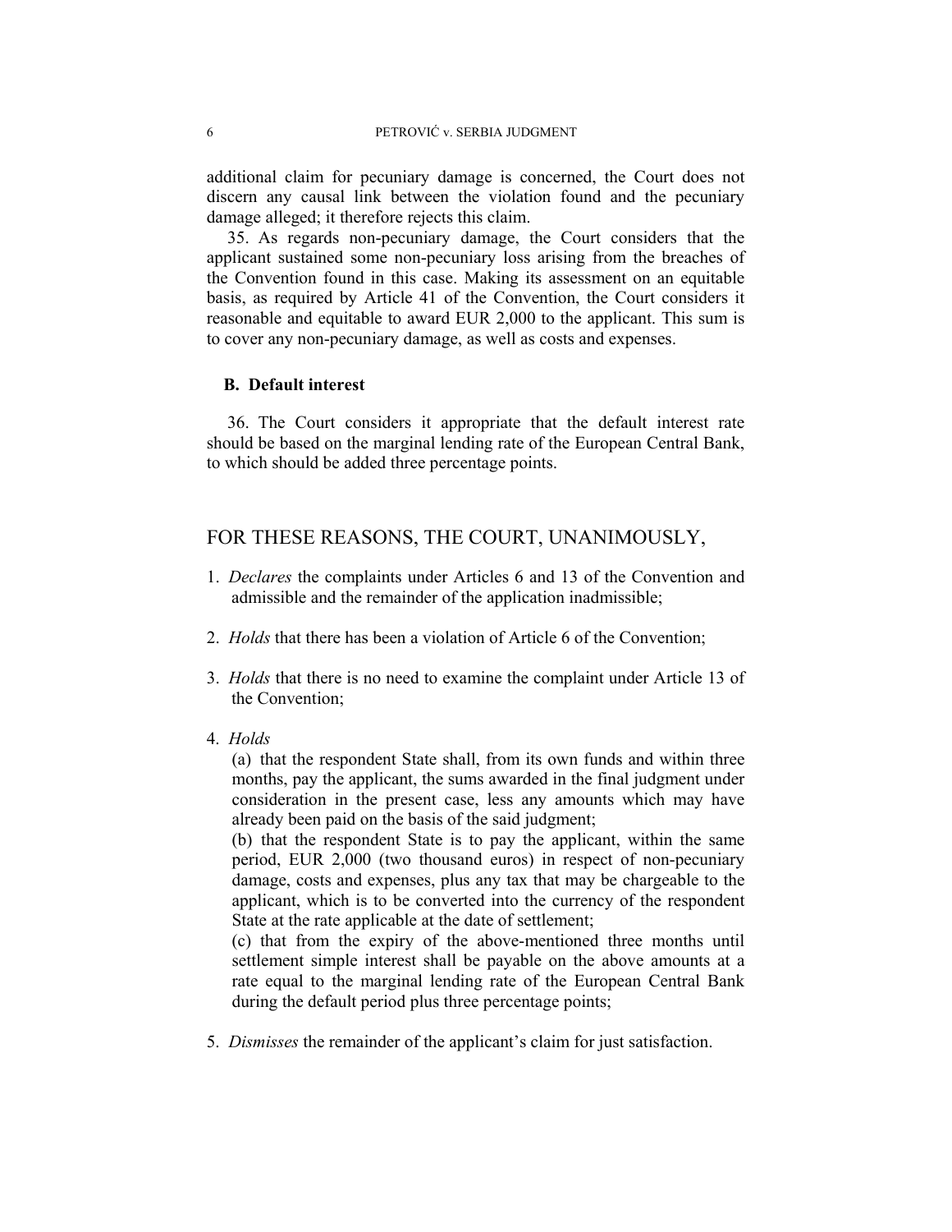additional claim for pecuniary damage is concerned, the Court does not discern any causal link between the violation found and the pecuniary damage alleged; it therefore rejects this claim.

35. As regards non-pecuniary damage, the Court considers that the applicant sustained some non-pecuniary loss arising from the breaches of the Convention found in this case. Making its assessment on an equitable basis, as required by Article 41 of the Convention, the Court considers it reasonable and equitable to award EUR 2,000 to the applicant. This sum is to cover any non-pecuniary damage, as well as costs and expenses.

### B. Default interest

36. The Court considers it appropriate that the default interest rate should be based on the marginal lending rate of the European Central Bank, to which should be added three percentage points.

## FOR THESE REASONS, THE COURT, UNANIMOUSLY,

1. *Declares* the complaints under Articles 6 and 13 of the Convention and admissible and the remainder of the application inadmissible;

2. *Holds* that there has been a violation of Article 6 of the Convention;

3. *Holds* that there is no need to examine the complaint under Article 13 of the Convention;

4. *Holds*

   (a) that the respondent State shall, from its own funds and within three months, pay the applicant, the sums awarded in the final judgment under consideration in the present case, less any amounts which may have already been paid on the basis of the said judgment;

   (b) that the respondent State is to pay the applicant, within the same period, EUR 2,000 (two thousand euros) in respect of non-pecuniary damage, costs and expenses, plus any tax that may be chargeable to the applicant, which is to be converted into the currency of the respondent State at the rate applicable at the date of settlement;

   (c) that from the expiry of the above-mentioned three months until settlement simple interest shall be payable on the above amounts at a rate equal to the marginal lending rate of the European Central Bank during the default period plus three percentage points;

5. *Dismisses* the remainder of the applicant's claim for just satisfaction.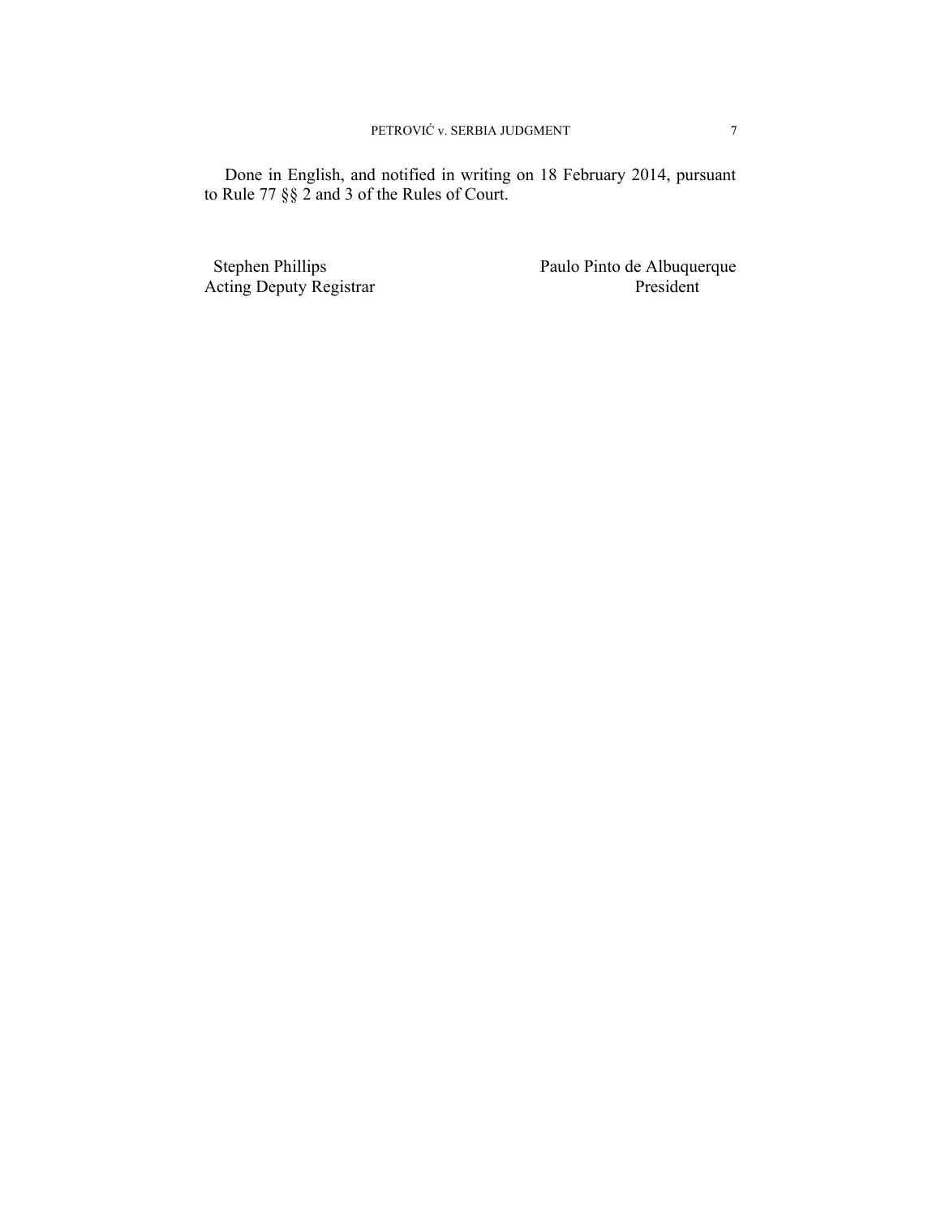Done in English, and notified in writing on 18 February 2014, pursuant to Rule 77 §§ 2 and 3 of the Rules of Court.

| | |
|---|---|
| Stephen Phillips | Paulo Pinto de Albuquerque |
| Acting Deputy Registrar | President |